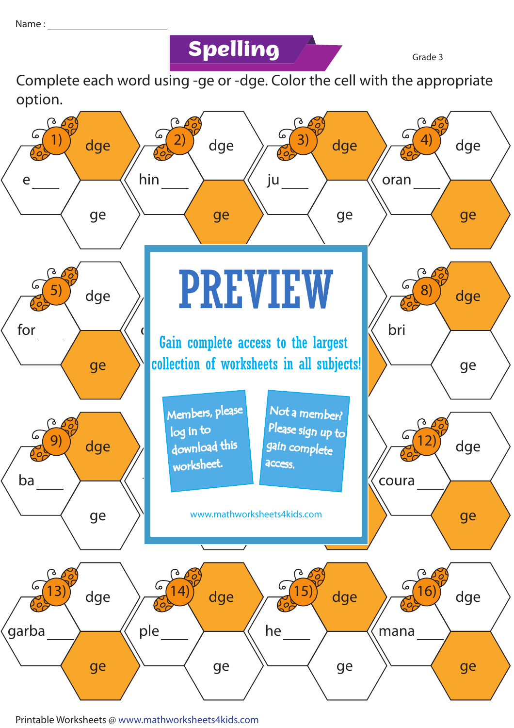Name : ____________________

# Spelling

Grade 3

Complete each word using -ge or -dge. Color the cell with the appropriate option.

1) e____ — dge / ge

2) hin____ — dge / ge

3) ju____ — dge / ge

4) oran____ — dge / ge

5) for____ — dge / ge

8) bri____ — dge / ge

9) ba____ — dge / ge

12) coura____ — dge / ge

13) garba____ — dge / ge

14) ple____ — dge / ge

15) he____ — dge / ge

16) mana____ — dge / ge

**PREVIEW**

Gain complete access to the largest collection of worksheets in all subjects!

Members, please log in to download this worksheet.

Not a member? Please sign up to gain complete access.

www.mathworksheets4kids.com

Printable Worksheets @ www.mathworksheets4kids.com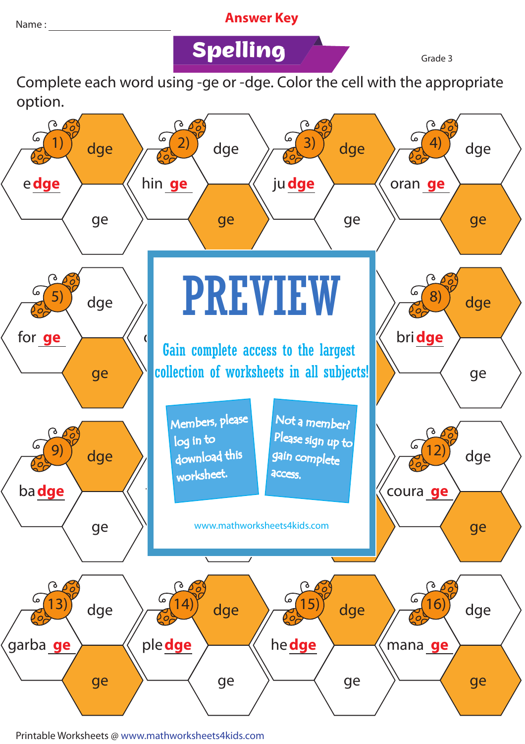Name : ____________________

**Answer Key**

# Spelling

Grade 3

Complete each word using -ge or -dge. Color the cell with the appropriate option.

1) e**dge** — dge / ge

2) hin **ge** — dge / ge

3) ju**dge** — dge / ge

4) oran **ge** — dge / ge

5) for **ge** — dge / ge

8) bri**dge** — dge / ge

9) ba**dge** — dge / ge

12) coura **ge** — dge / ge

13) garba **ge** — dge / ge

14) ple**dge** — dge / ge

15) he**dge** — dge / ge

16) mana **ge** — dge / ge

PREVIEW

Gain complete access to the largest collection of worksheets in all subjects!

Members, please log in to download this worksheet.

Not a member? Please sign up to gain complete access.

www.mathworksheets4kids.com

Printable Worksheets @ www.mathworksheets4kids.com